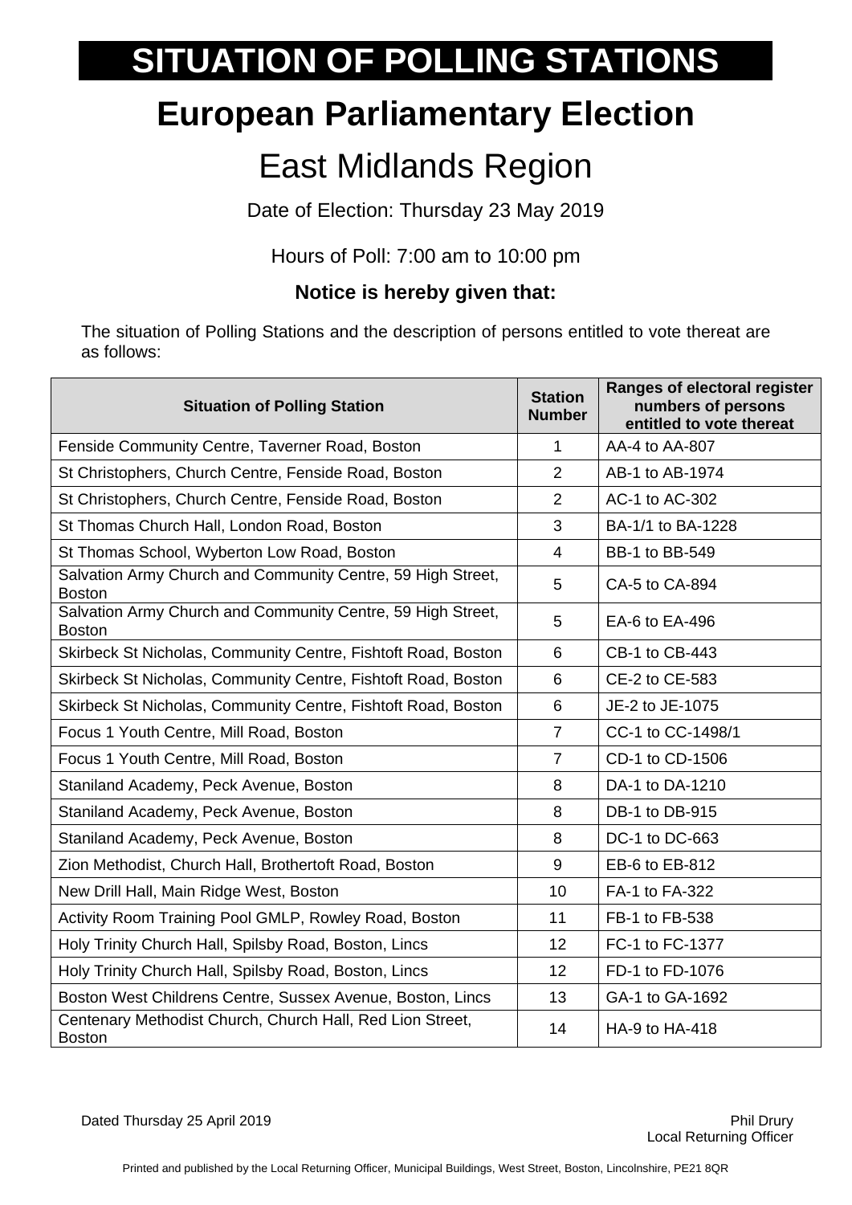# SITUATION OF POLLING STATIONS

## European Parliamentary Election

## East Midlands Region

Date of Election: Thursday 23 May 2019

Hours of Poll: 7:00 am to 10:00 pm

**Notice is hereby given that:**

The situation of Polling Stations and the description of persons entitled to vote thereat are as follows:

| Situation of Polling Station | Station Number | Ranges of electoral register numbers of persons entitled to vote thereat |
|---|---|---|
| Fenside Community Centre, Taverner Road, Boston | 1 | AA-4 to AA-807 |
| St Christophers, Church Centre, Fenside Road, Boston | 2 | AB-1 to AB-1974 |
| St Christophers, Church Centre, Fenside Road, Boston | 2 | AC-1 to AC-302 |
| St Thomas Church Hall, London Road, Boston | 3 | BA-1/1 to BA-1228 |
| St Thomas School, Wyberton Low Road, Boston | 4 | BB-1 to BB-549 |
| Salvation Army Church and Community Centre, 59 High Street, Boston | 5 | CA-5 to CA-894 |
| Salvation Army Church and Community Centre, 59 High Street, Boston | 5 | EA-6 to EA-496 |
| Skirbeck St Nicholas, Community Centre, Fishtoft Road, Boston | 6 | CB-1 to CB-443 |
| Skirbeck St Nicholas, Community Centre, Fishtoft Road, Boston | 6 | CE-2 to CE-583 |
| Skirbeck St Nicholas, Community Centre, Fishtoft Road, Boston | 6 | JE-2 to JE-1075 |
| Focus 1 Youth Centre, Mill Road, Boston | 7 | CC-1 to CC-1498/1 |
| Focus 1 Youth Centre, Mill Road, Boston | 7 | CD-1 to CD-1506 |
| Staniland Academy, Peck Avenue, Boston | 8 | DA-1 to DA-1210 |
| Staniland Academy, Peck Avenue, Boston | 8 | DB-1 to DB-915 |
| Staniland Academy, Peck Avenue, Boston | 8 | DC-1 to DC-663 |
| Zion Methodist, Church Hall, Brothertoft Road, Boston | 9 | EB-6 to EB-812 |
| New Drill Hall, Main Ridge West, Boston | 10 | FA-1 to FA-322 |
| Activity Room Training Pool GMLP, Rowley Road, Boston | 11 | FB-1 to FB-538 |
| Holy Trinity Church Hall, Spilsby Road, Boston, Lincs | 12 | FC-1 to FC-1377 |
| Holy Trinity Church Hall, Spilsby Road, Boston, Lincs | 12 | FD-1 to FD-1076 |
| Boston West Childrens Centre, Sussex Avenue, Boston, Lincs | 13 | GA-1 to GA-1692 |
| Centenary Methodist Church, Church Hall, Red Lion Street, Boston | 14 | HA-9 to HA-418 |

Dated Thursday 25 April 2019

Phil Drury
Local Returning Officer

Printed and published by the Local Returning Officer, Municipal Buildings, West Street, Boston, Lincolnshire, PE21 8QR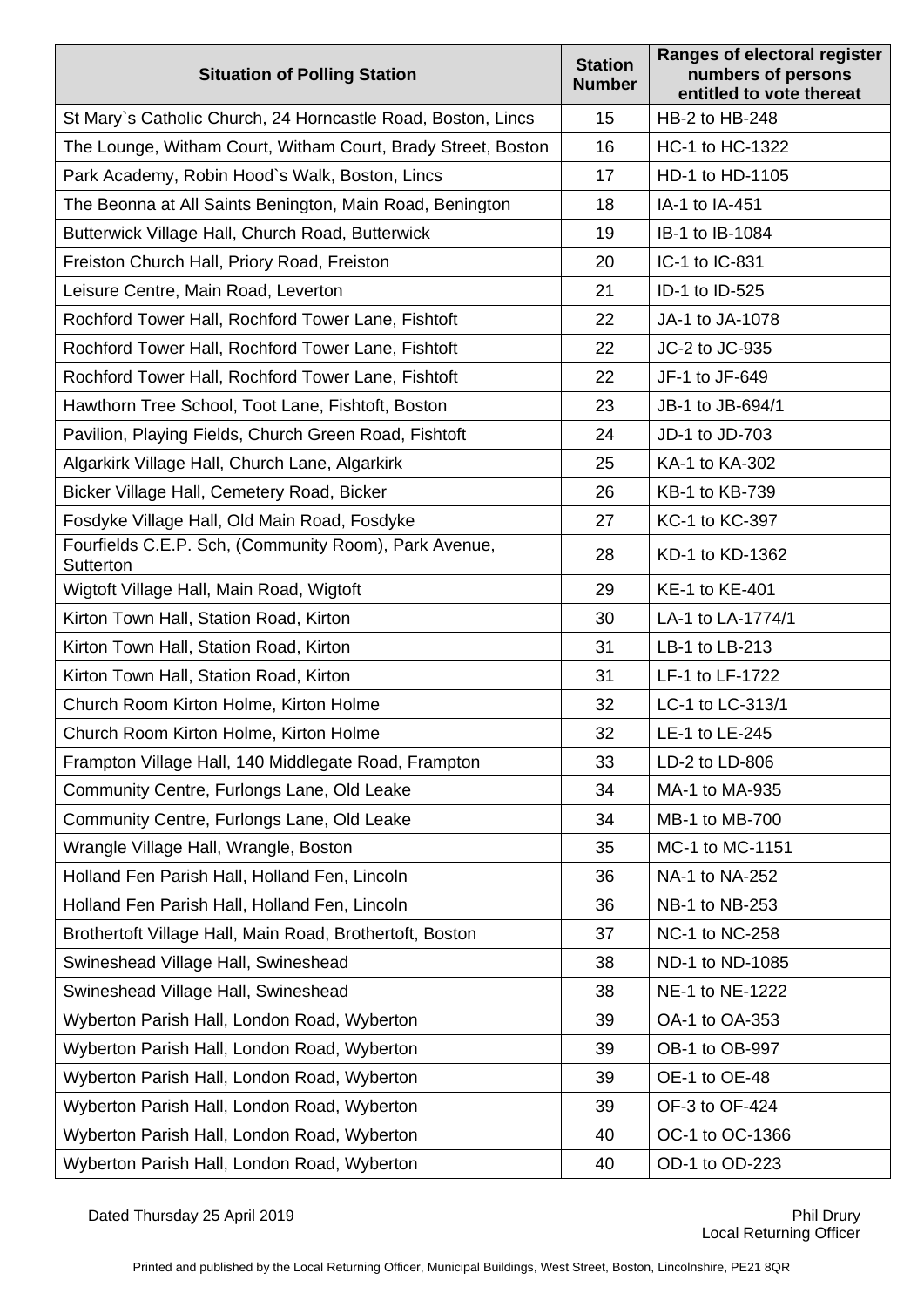| Situation of Polling Station | Station Number | Ranges of electoral register numbers of persons entitled to vote thereat |
|---|---|---|
| St Mary`s Catholic Church, 24 Horncastle Road, Boston, Lincs | 15 | HB-2 to HB-248 |
| The Lounge, Witham Court, Witham Court, Brady Street, Boston | 16 | HC-1 to HC-1322 |
| Park Academy, Robin Hood`s Walk, Boston, Lincs | 17 | HD-1 to HD-1105 |
| The Beonna at All Saints Benington, Main Road, Benington | 18 | IA-1 to IA-451 |
| Butterwick Village Hall, Church Road, Butterwick | 19 | IB-1 to IB-1084 |
| Freiston Church Hall, Priory Road, Freiston | 20 | IC-1 to IC-831 |
| Leisure Centre, Main Road, Leverton | 21 | ID-1 to ID-525 |
| Rochford Tower Hall, Rochford Tower Lane, Fishtoft | 22 | JA-1 to JA-1078 |
| Rochford Tower Hall, Rochford Tower Lane, Fishtoft | 22 | JC-2 to JC-935 |
| Rochford Tower Hall, Rochford Tower Lane, Fishtoft | 22 | JF-1 to JF-649 |
| Hawthorn Tree School, Toot Lane, Fishtoft, Boston | 23 | JB-1 to JB-694/1 |
| Pavilion, Playing Fields, Church Green Road, Fishtoft | 24 | JD-1 to JD-703 |
| Algarkirk Village Hall, Church Lane, Algarkirk | 25 | KA-1 to KA-302 |
| Bicker Village Hall, Cemetery Road, Bicker | 26 | KB-1 to KB-739 |
| Fosdyke Village Hall, Old Main Road, Fosdyke | 27 | KC-1 to KC-397 |
| Fourfields C.E.P. Sch, (Community Room), Park Avenue, Sutterton | 28 | KD-1 to KD-1362 |
| Wigtoft Village Hall, Main Road, Wigtoft | 29 | KE-1 to KE-401 |
| Kirton Town Hall, Station Road, Kirton | 30 | LA-1 to LA-1774/1 |
| Kirton Town Hall, Station Road, Kirton | 31 | LB-1 to LB-213 |
| Kirton Town Hall, Station Road, Kirton | 31 | LF-1 to LF-1722 |
| Church Room Kirton Holme, Kirton Holme | 32 | LC-1 to LC-313/1 |
| Church Room Kirton Holme, Kirton Holme | 32 | LE-1 to LE-245 |
| Frampton Village Hall, 140 Middlegate Road, Frampton | 33 | LD-2 to LD-806 |
| Community Centre, Furlongs Lane, Old Leake | 34 | MA-1 to MA-935 |
| Community Centre, Furlongs Lane, Old Leake | 34 | MB-1 to MB-700 |
| Wrangle Village Hall, Wrangle, Boston | 35 | MC-1 to MC-1151 |
| Holland Fen Parish Hall, Holland Fen, Lincoln | 36 | NA-1 to NA-252 |
| Holland Fen Parish Hall, Holland Fen, Lincoln | 36 | NB-1 to NB-253 |
| Brothertoft Village Hall, Main Road, Brothertoft, Boston | 37 | NC-1 to NC-258 |
| Swineshead Village Hall, Swineshead | 38 | ND-1 to ND-1085 |
| Swineshead Village Hall, Swineshead | 38 | NE-1 to NE-1222 |
| Wyberton Parish Hall, London Road, Wyberton | 39 | OA-1 to OA-353 |
| Wyberton Parish Hall, London Road, Wyberton | 39 | OB-1 to OB-997 |
| Wyberton Parish Hall, London Road, Wyberton | 39 | OE-1 to OE-48 |
| Wyberton Parish Hall, London Road, Wyberton | 39 | OF-3 to OF-424 |
| Wyberton Parish Hall, London Road, Wyberton | 40 | OC-1 to OC-1366 |
| Wyberton Parish Hall, London Road, Wyberton | 40 | OD-1 to OD-223 |

Dated Thursday 25 April 2019

Phil Drury
Local Returning Officer

Printed and published by the Local Returning Officer, Municipal Buildings, West Street, Boston, Lincolnshire, PE21 8QR